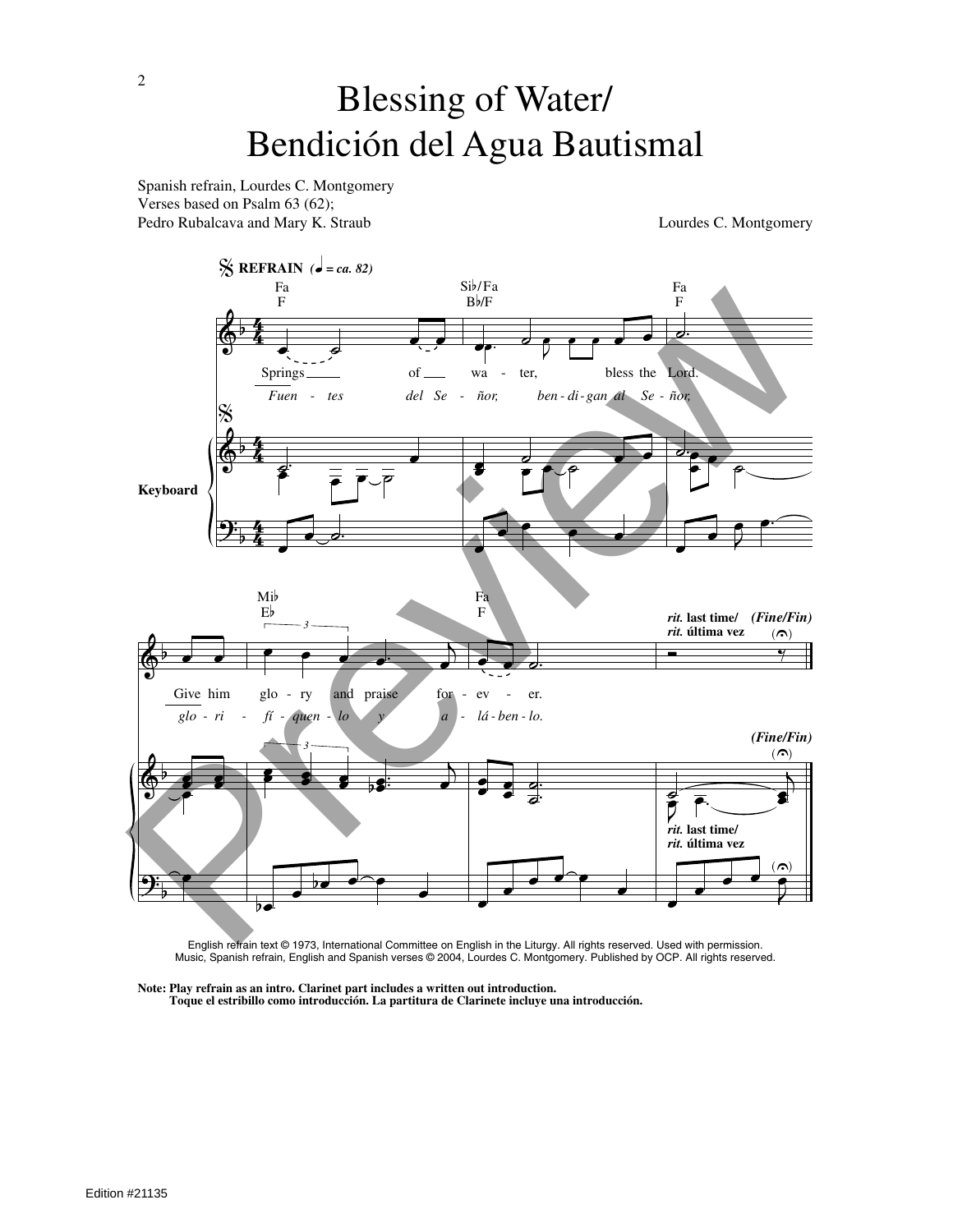# Blessing of Water/
# Bendición del Agua Bautismal

Spanish refrain, Lourdes C. Montgomery
Verses based on Psalm 63 (62);
Pedro Rubalcava and Mary K. Straub

Lourdes C. Montgomery

**REFRAIN** (♩ = ca. 82)

Springs of water, bless the Lord.
*Fuentes del Señor, bendigan al Señor,*

Give him glory and praise forever.
*glorifíquenlo y aláben­lo.*

*rit.* last time/ *rit.* última vez (Fine/Fin)

Keyboard

English refrain text © 1973, International Committee on English in the Liturgy. All rights reserved. Used with permission.
Music, Spanish refrain, English and Spanish verses © 2004, Lourdes C. Montgomery. Published by OCP. All rights reserved.

**Note: Play refrain as an intro. Clarinet part includes a written out introduction.**
**Toque el estribillo como introducción. La partitura de Clarinete incluye una introducción.**

Edition #21135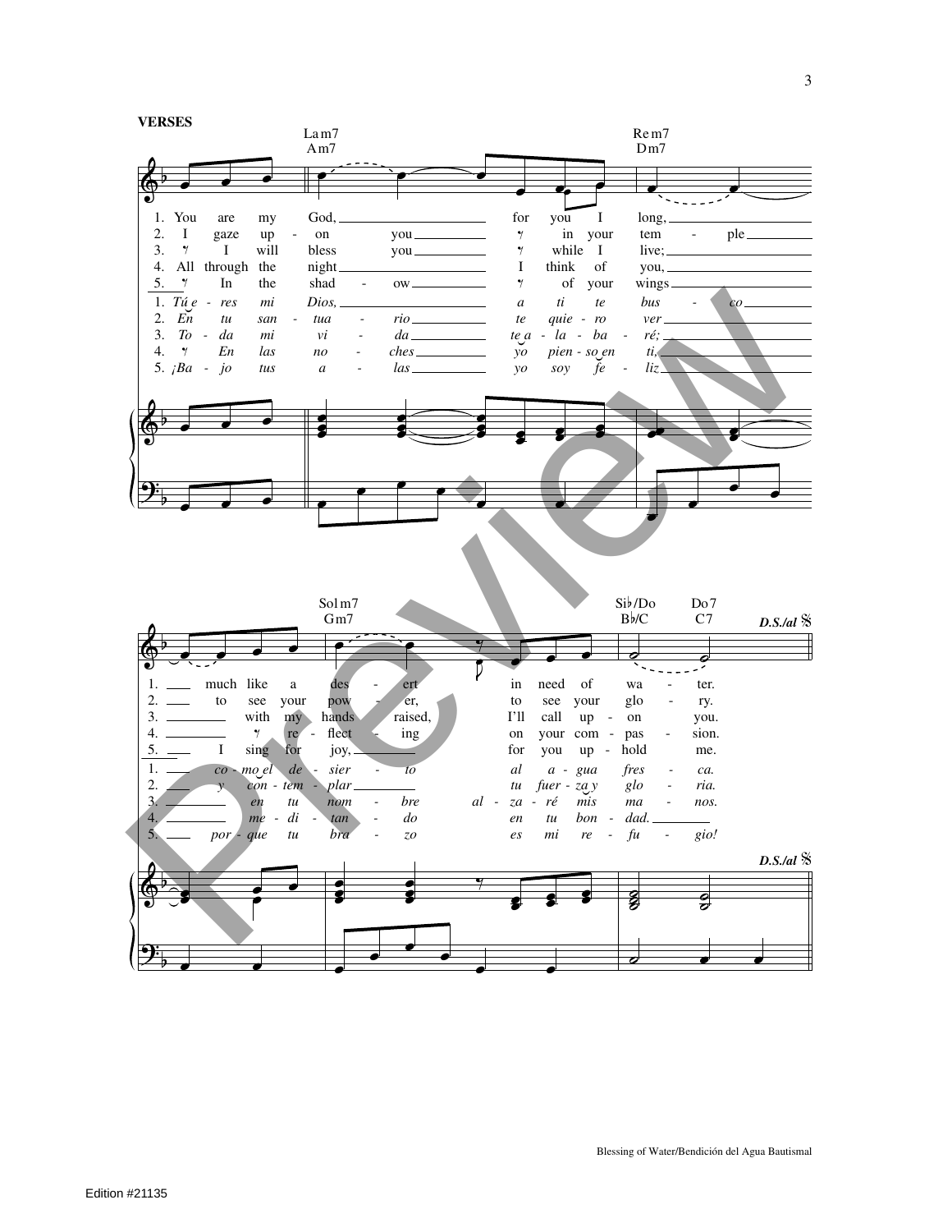**VERSES**

Lam7 / Am7 — Rem7 / Dm7

1. You are my God, for you I long, much like a des - ert in need of wa - ter.
2. I gaze up - on you in your tem - ple to see your pow - er, to see your glo - ry.
3. I will bless you while I live; with my hands raised, I'll call up - on you.
4. All through the night I think of you, re - flect - ing on your com - pas - sion.
5. In the shad - ow of your wings I sing for joy, for you up - hold me.

1. *Tú e - res mi Dios, a ti te bus - co co - mo el de - sier - to al a - gua fres - ca.*
2. *En tu san - tua - rio te quie - ro ver y con - tem - plar tu fuer - za y glo - ria.*
3. *To - da mi vi - da te a - la - ba - ré; en tu nom - bre al - za - ré mis ma - nos.*
4. *En las no - ches yo pien - so en ti, me - di - tan - do en tu bon - dad.*
5. *¡Ba - jo tus a - las yo soy fe - liz por - que tu bra - zo es mi re - fu - gio!*

Solm7 / Gm7 — Si♭/Do / B♭/C — Do7 / C7

*D.S./al* 𝄋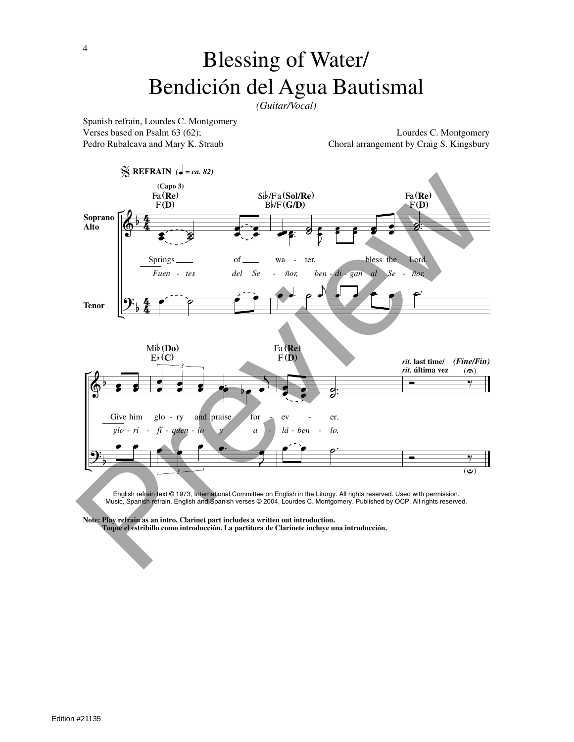# Blessing of Water/ Bendición del Agua Bautismal

*(Guitar/Vocal)*

Spanish refrain, Lourdes C. Montgomery
Verses based on Psalm 63 (62);
Pedro Rubalcava and Mary K. Straub

Lourdes C. Montgomery
Choral arrangement by Craig S. Kingsbury

**REFRAIN** (♩ = ca. 82)

(Capo 3)

Fa (Re) F (D) — Si♭/Fa (Sol/Re) B♭/F (G/D) — Fa (Re) F (D)

Soprano Alto / Tenor

Springs of water, bless the Lord.
*Fuentes del Señor, bendigan al Señor,*

Mi♭ (Do) E♭ (C) — Fa (Re) F (D)

Give him glory and praise for ever.
*glorifíquenlo y alábenlo.*

***rit.* last time/ *rit.* última vez** *(Fine/Fin)*

English refrain text © 1973, International Committee on English in the Liturgy. All rights reserved. Used with permission.
Music, Spanish refrain, English and Spanish verses © 2004, Lourdes C. Montgomery. Published by OCP. All rights reserved.

**Note: Play refrain as an intro. Clarinet part includes a written out introduction.**
**Toque el estribillo como introducción. La partitura de Clarinete incluye una introducción.**

Edition #21135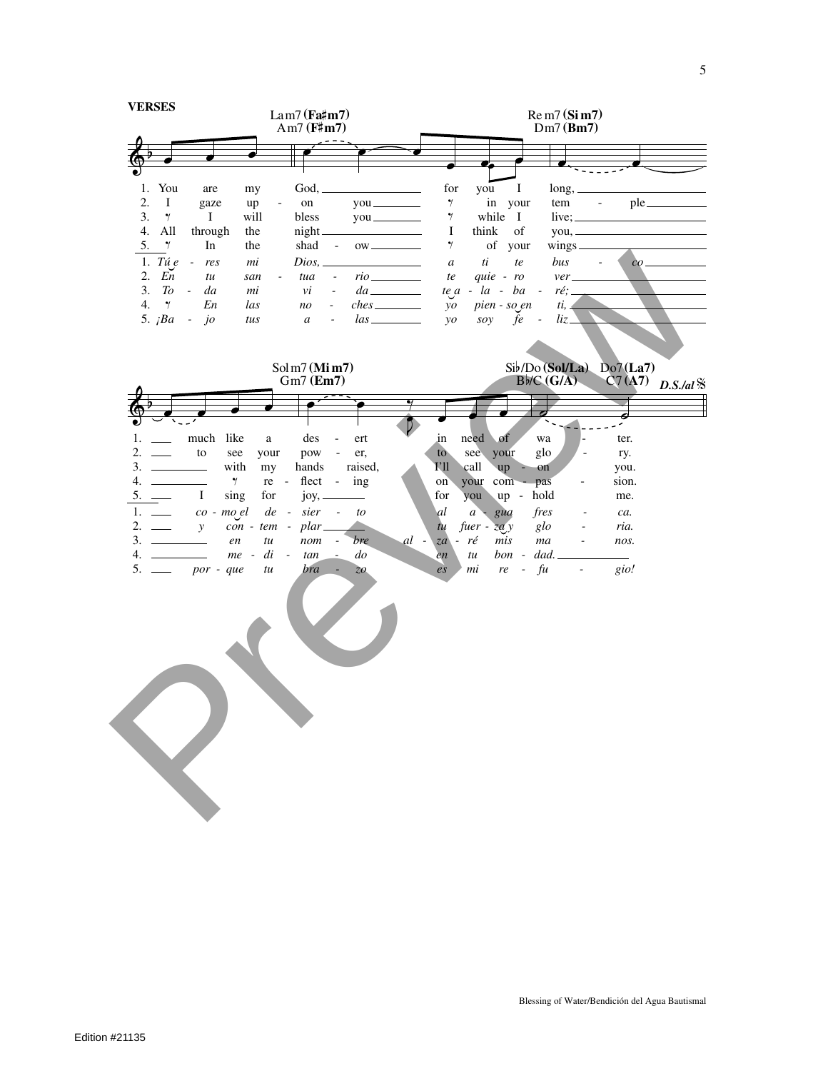**VERSES**

Lam7 (Fa♯m7) / Am7 (F♯m7) — Rem7 (Sim7) / Dm7 (Bm7)

1. You are my God, for you I long,
2. I gaze upon you in your temple
3. I will bless you while I live;
4. All through the night I think of you,
5. In the shadow of your wings

1. *Tú eres mi Dios, a ti te busco*
2. *En tu santuario te quiero ver*
3. *Toda mi vida te alabaré;*
4. *En las noches yo pienso en ti,*
5. *¡Bajo tus alas yo soy feliz*

Solm7 (Mim7) / Gm7 (Em7) — Si♭/Do (Sol/La) / B♭/C (G/A) — Do7 (La7) / C7 (A7) — *D.S./al* 𝄋

1. much like a desert in need of water.
2. to see your power, to see your glory.
3. with my hands raised, I'll call upon you.
4. reflecting on your compassion.
5. I sing for joy, for you uphold me.

1. *como el desierto al agua fresca.*
2. *y contemplar tu fuerza y gloria.*
3. *en tu nombre alzaré mis manos.*
4. *meditando en tu bondad.*
5. *porque tu brazo es mi refugio!*

Blessing of Water/Bendición del Agua Bautismal

Edition #21135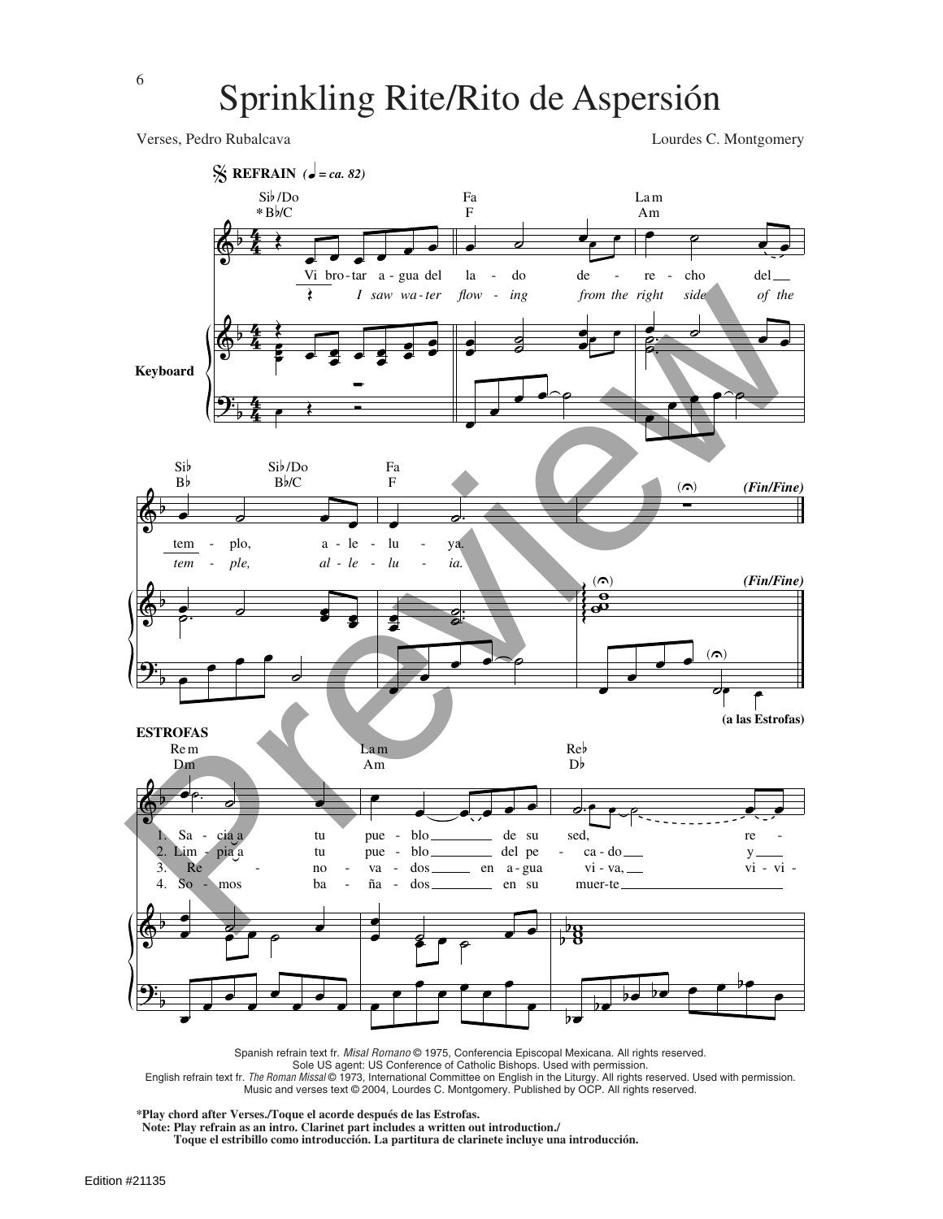# Sprinkling Rite/Rito de Aspersión

Verses, Pedro Rubalcava

Lourdes C. Montgomery

Spanish refrain text fr. *Misal Romano* © 1975, Conferencia Episcopal Mexicana. All rights reserved.
Sole US agent: US Conference of Catholic Bishops. Used with permission.
English refrain text fr. *The Roman Missal* © 1973, International Committee on English in the Liturgy. All rights reserved. Used with permission.
Music and verses text © 2004, Lourdes C. Montgomery. Published by OCP. All rights reserved.

**\*Play chord after Verses./Toque el acorde después de las Estrofas.**
**Note: Play refrain as an intro. Clarinet part includes a written out introduction./**
**Toque el estribillo como introducción. La partitura de clarinete incluye una introducción.**

Edition #21135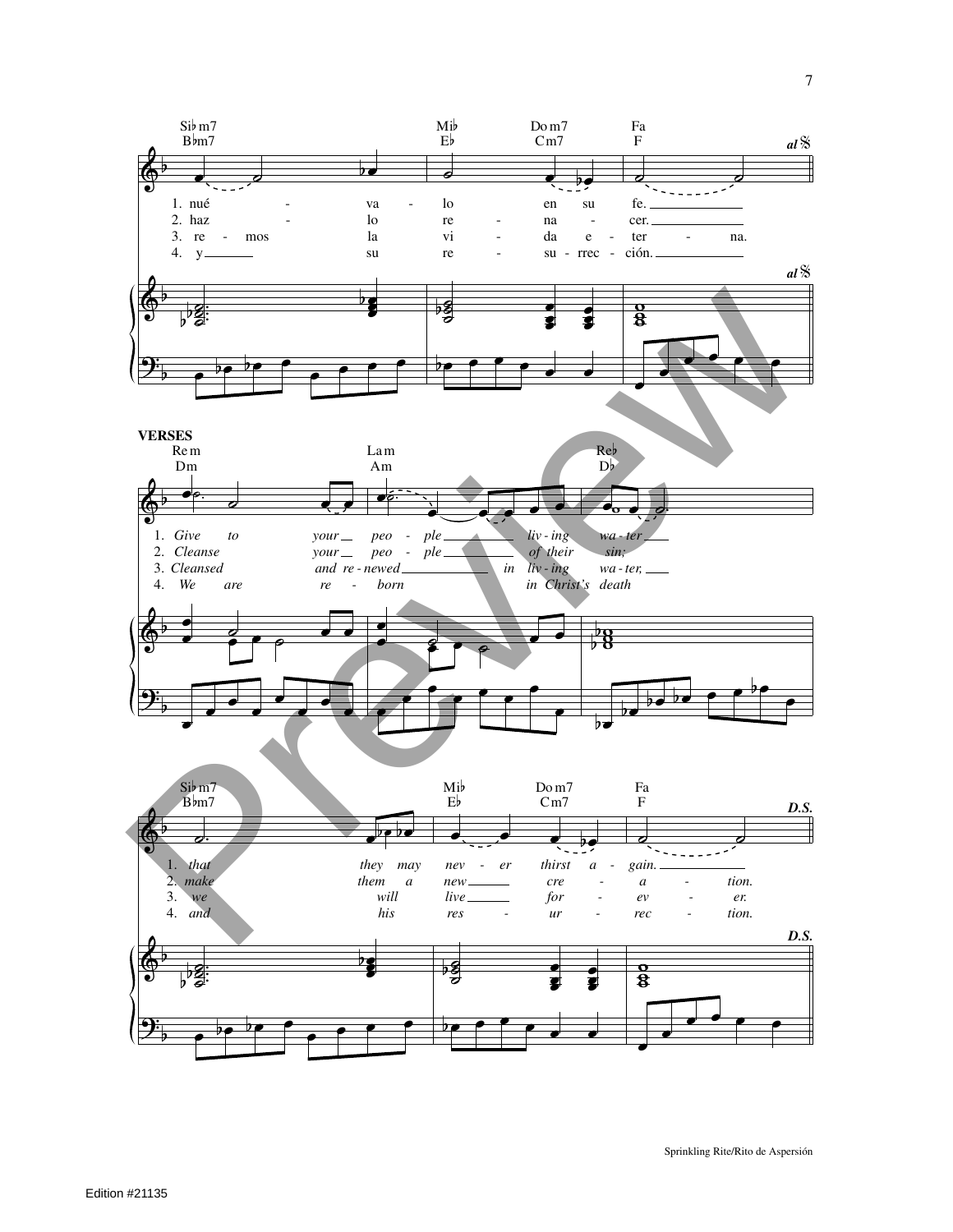Si♭m7 B♭m7 — Mi♭ E♭ — Do m7 Cm7 — Fa F — *al* 𝄋

1. nué - va - lo en su fe.
2. haz - lo re - na - cer.
3. re - mos la vi - da e - ter - na.
4. y su re - su - rrec - ción.

**VERSES**

Re m Dm — La m Am — Re♭ D♭

1. *Give to your peo - ple liv - ing wa - ter*
2. *Cleanse your peo - ple of their sin;*
3. *Cleansed and re - newed in liv - ing wa - ter,*
4. *We are re - born in Christ's death*

Si♭m7 B♭m7 — Mi♭ E♭ — Do m7 Cm7 — Fa F — *D.S.*

1. *that they may nev - er thirst a - gain.*
2. *make them a new cre - a - tion.*
3. *we will live for - ev - er.*
4. *and his res - ur - rec - tion.*

Sprinkling Rite/Rito de Aspersión

Edition #21135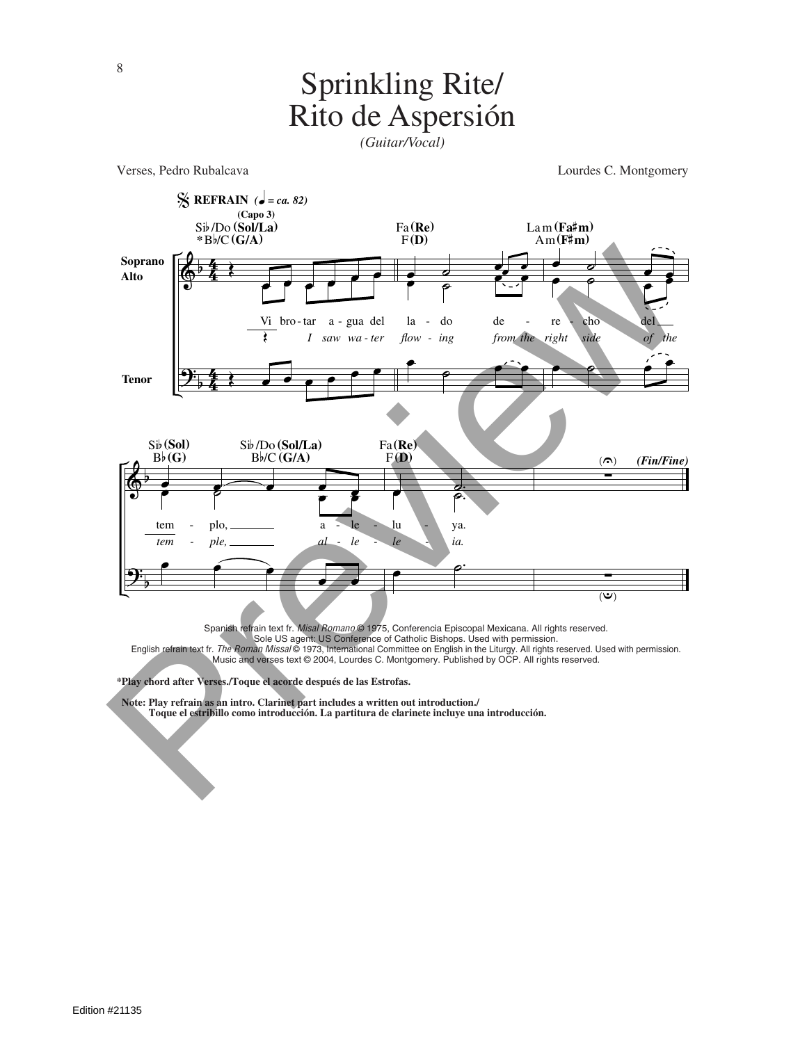# Sprinkling Rite/ Rito de Aspersión

*(Guitar/Vocal)*

Verses, Pedro Rubalcava

Lourdes C. Montgomery

Spanish refrain text fr. *Misal Romano* © 1975, Conferencia Episcopal Mexicana. All rights reserved. Sole US agent: US Conference of Catholic Bishops. Used with permission.
English refrain text fr. *The Roman Missal* © 1973, International Committee on English in the Liturgy. All rights reserved. Used with permission.
Music and verses text © 2004, Lourdes C. Montgomery. Published by OCP. All rights reserved.

**\*Play chord after Verses./Toque el acorde después de las Estrofas.**

**Note: Play refrain as an intro. Clarinet part includes a written out introduction./ Toque el estribillo como introducción. La partitura de clarinete incluye una introducción.**

Edition #21135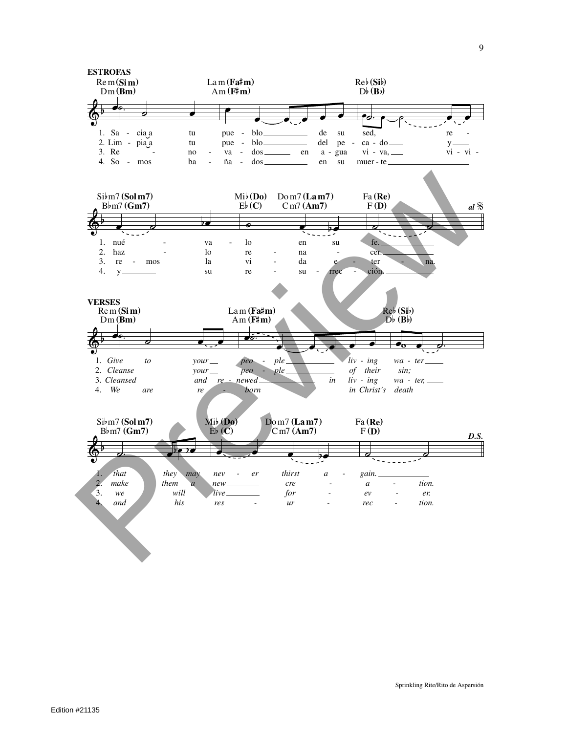**ESTROFAS**

Re m (Si m) / Dm (Bm) — La m (Fa♯m) / Am (F♯m) — Re♭ (Si♭) / D♭ (B♭)

1. Sa - cia a tu pue - blo de su sed, re -
2. Lim - pia a tu pue - blo del pe - ca - do y
3. Re - no - va - dos en a - gua vi - va, vi - vi -
4. So - mos ba - ña - dos en su muer - te

Si♭m7 (Sol m7) / B♭m7 (Gm7) — Mi♭ (Do) / E♭ (C) — Do m7 (La m7) / Cm7 (Am7) — Fa (Re) / F (D) — *al* 𝄋

1. nué - va - lo en su fe.
2. haz - lo re - na - cer.
3. re - mos la vi - da e - ter - na.
4. y su re - su - rrec - ción.

**VERSES**

Re m (Si m) / Dm (Bm) — La m (Fa♯m) / Am (F♯m) — Re♭ (Si♭) / D♭ (B♭)

1. *Give to your peo - ple liv - ing wa - ter*
2. *Cleanse your peo - ple of their sin;*
3. *Cleansed and re - newed in liv - ing wa - ter,*
4. *We are re - born in Christ's death*

Si♭m7 (Sol m7) / B♭m7 (Gm7) — Mi♭ (Do) / E♭ (C) — Do m7 (La m7) / Cm7 (Am7) — Fa (Re) / F (D) — *D.S.*

1. *that they may nev - er thirst a - gain.*
2. *make them a new cre - a - tion.*
3. *we will live for - ev - er.*
4. *and his res - ur - rec - tion.*

Sprinkling Rite/Rito de Aspersión

Edition #21135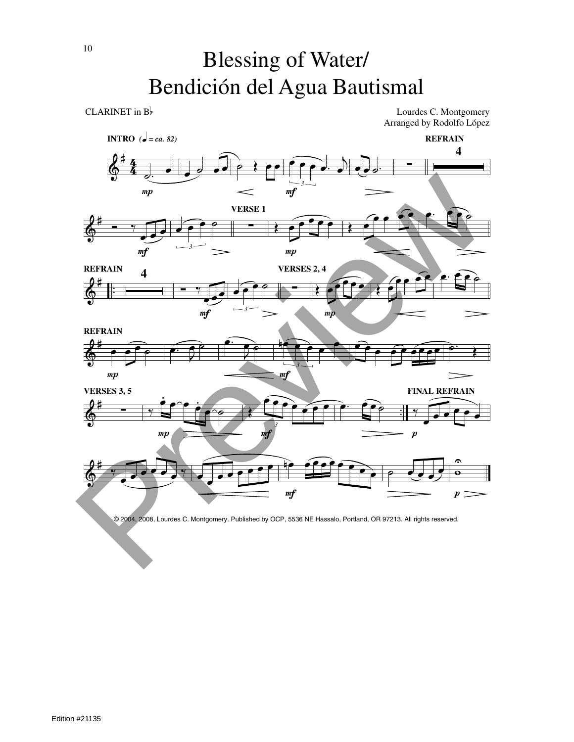# Blessing of Water/ Bendición del Agua Bautismal

CLARINET in B♭

Lourdes C. Montgomery
Arranged by Rodolfo López

**INTRO** (♩ = ca. 82)

**REFRAIN**

**VERSE 1**

**REFRAIN**

**VERSES 2, 4**

**REFRAIN**

**VERSES 3, 5**

**FINAL REFRAIN**

© 2004, 2008, Lourdes C. Montgomery. Published by OCP, 5536 NE Hassalo, Portland, OR 97213. All rights reserved.

Edition #21135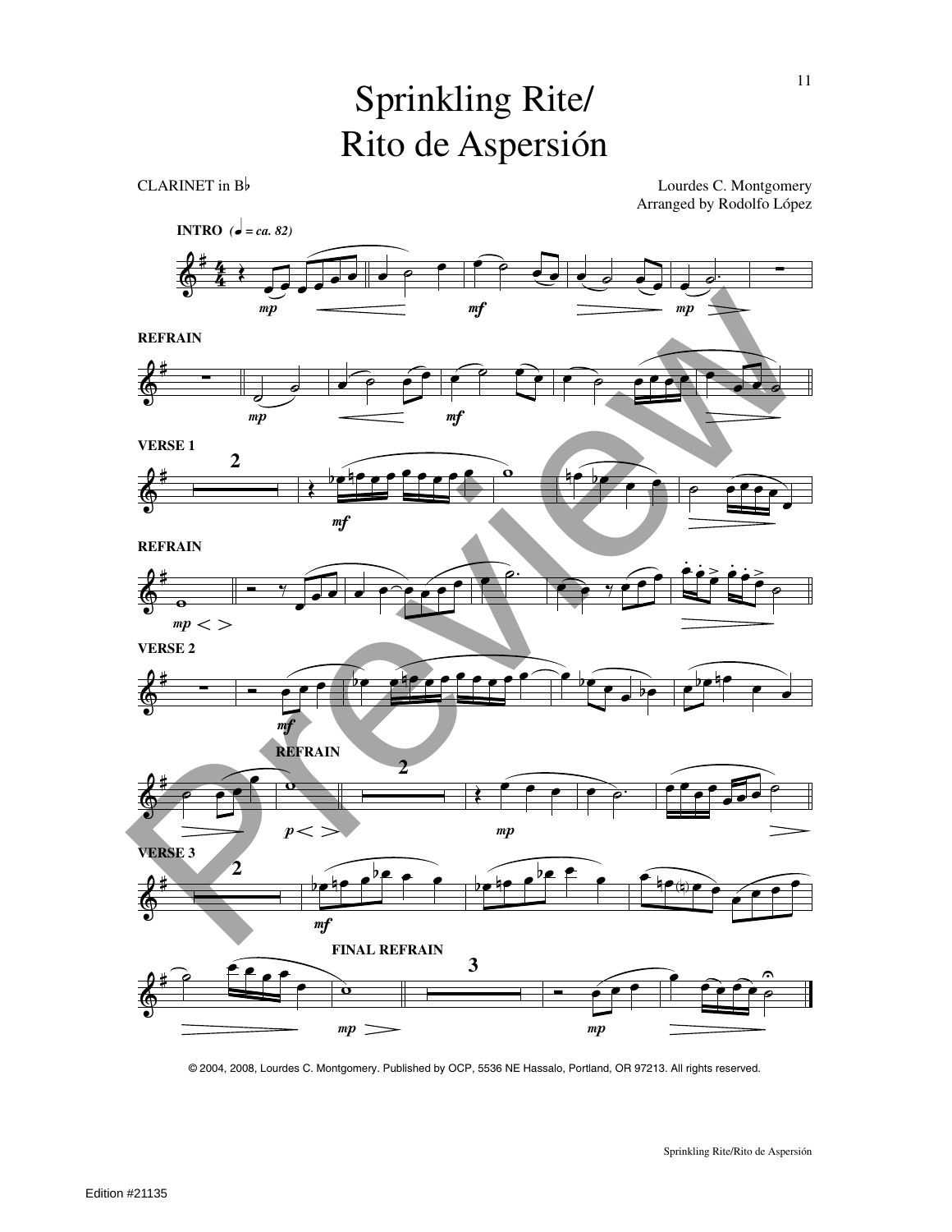# Sprinkling Rite/
# Rito de Aspersión

CLARINET in B♭

Lourdes C. Montgomery
Arranged by Rodolfo López

**INTRO** *(♩ = ca. 82)*

**REFRAIN**

**VERSE 1**

**REFRAIN**

**VERSE 2**

**REFRAIN**

**VERSE 3**

**FINAL REFRAIN**

© 2004, 2008, Lourdes C. Montgomery. Published by OCP, 5536 NE Hassalo, Portland, OR 97213. All rights reserved.

Edition #21135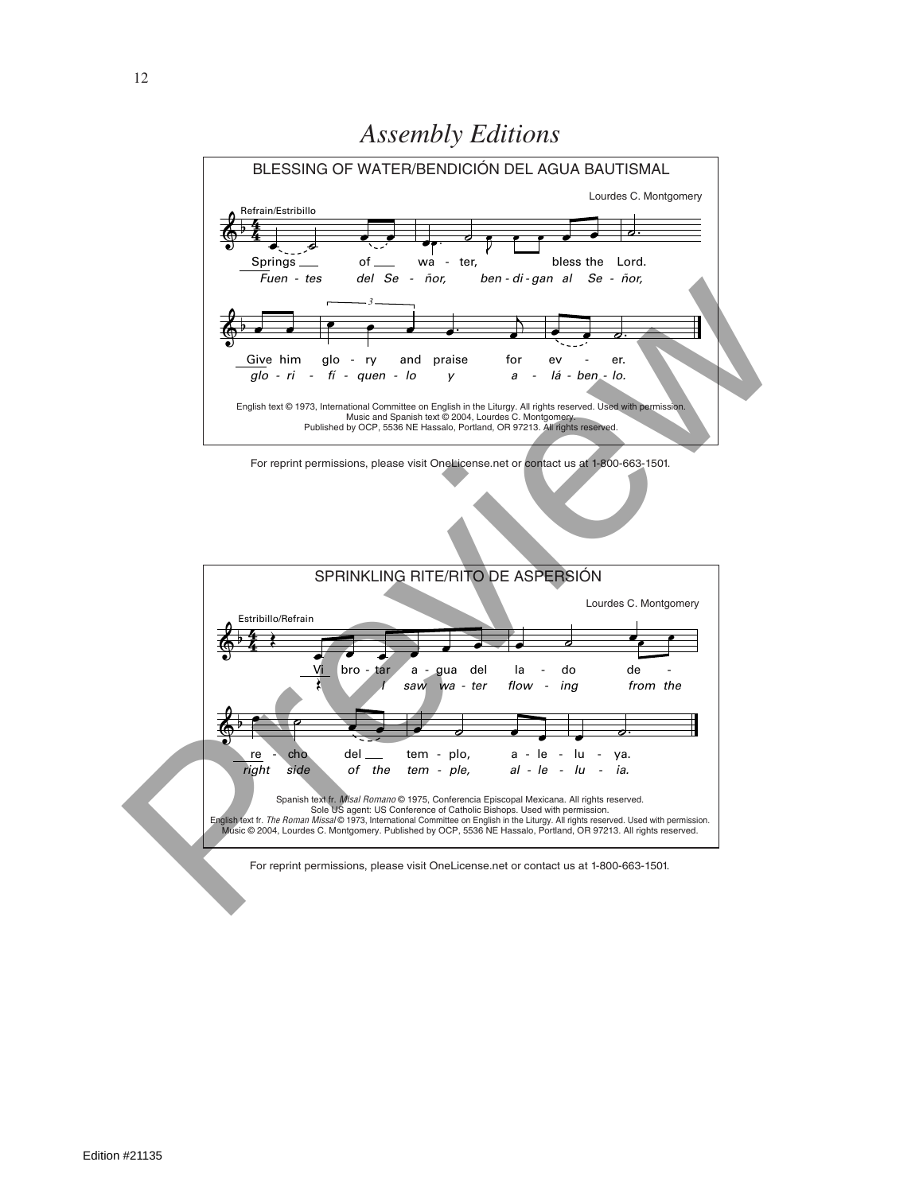# *Assembly Editions*

## BLESSING OF WATER/BENDICIÓN DEL AGUA BAUTISMAL

Lourdes C. Montgomery

Refrain/Estribillo

Springs of water, bless the Lord.
*Fuen - tes del Se - ñor, ben - di - gan al Se - ñor,*

Give him glo - ry and praise for ev - er.
*glo - ri - fí - quen - lo y a - lá - ben - lo.*

English text © 1973, International Committee on English in the Liturgy. All rights reserved. Used with permission.
Music and Spanish text © 2004, Lourdes C. Montgomery.
Published by OCP, 5536 NE Hassalo, Portland, OR 97213. All rights reserved.

For reprint permissions, please visit OneLicense.net or contact us at 1-800-663-1501.

## SPRINKLING RITE/RITO DE ASPERSIÓN

Lourdes C. Montgomery

Estribillo/Refrain

Vi bro - tar a - gua del la - do de - re - cho del tem - plo, a - le - lu - ya.
*I saw wa - ter flow - ing from the right side of the tem - ple, al - le - lu - ia.*

Spanish text fr. *Misal Romano* © 1975, Conferencia Episcopal Mexicana. All rights reserved.
Sole US agent: US Conference of Catholic Bishops. Used with permission.
English text fr. *The Roman Missal* © 1973, International Committee on English in the Liturgy. All rights reserved. Used with permission.
Music © 2004, Lourdes C. Montgomery. Published by OCP, 5536 NE Hassalo, Portland, OR 97213. All rights reserved.

For reprint permissions, please visit OneLicense.net or contact us at 1-800-663-1501.

Edition #21135